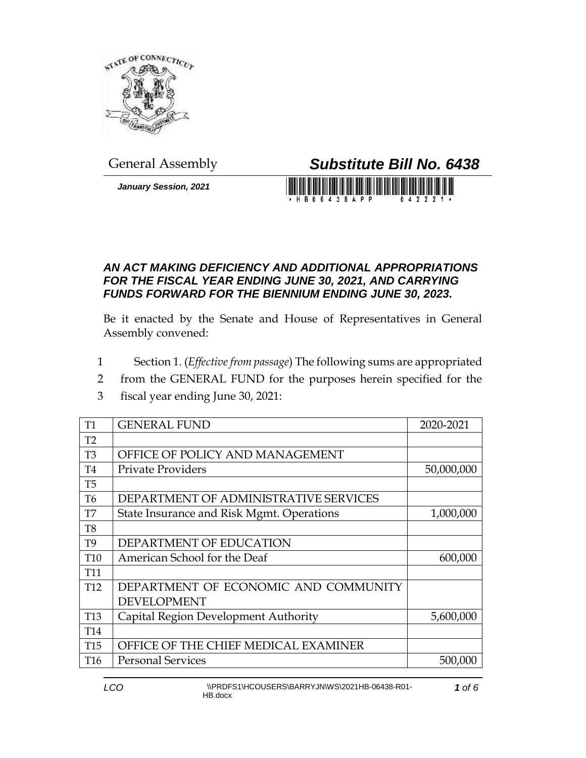General Assembly

# *Substitute Bill No. 6438*

***January Session, 2021***

## *AN ACT MAKING DEFICIENCY AND ADDITIONAL APPROPRIATIONS FOR THE FISCAL YEAR ENDING JUNE 30, 2021, AND CARRYING FUNDS FORWARD FOR THE BIENNIUM ENDING JUNE 30, 2023.*

Be it enacted by the Senate and House of Representatives in General Assembly convened:

1 Section 1. (*Effective from passage*) The following sums are appropriated
2 from the GENERAL FUND for the purposes herein specified for the
3 fiscal year ending June 30, 2021:

| T1 | GENERAL FUND | 2020-2021 |
|---|---|---|
| T2 | | |
| T3 | OFFICE OF POLICY AND MANAGEMENT | |
| T4 | Private Providers | 50,000,000 |
| T5 | | |
| T6 | DEPARTMENT OF ADMINISTRATIVE SERVICES | |
| T7 | State Insurance and Risk Mgmt. Operations | 1,000,000 |
| T8 | | |
| T9 | DEPARTMENT OF EDUCATION | |
| T10 | American School for the Deaf | 600,000 |
| T11 | | |
| T12 | DEPARTMENT OF ECONOMIC AND COMMUNITY DEVELOPMENT | |
| T13 | Capital Region Development Authority | 5,600,000 |
| T14 | | |
| T15 | OFFICE OF THE CHIEF MEDICAL EXAMINER | |
| T16 | Personal Services | 500,000 |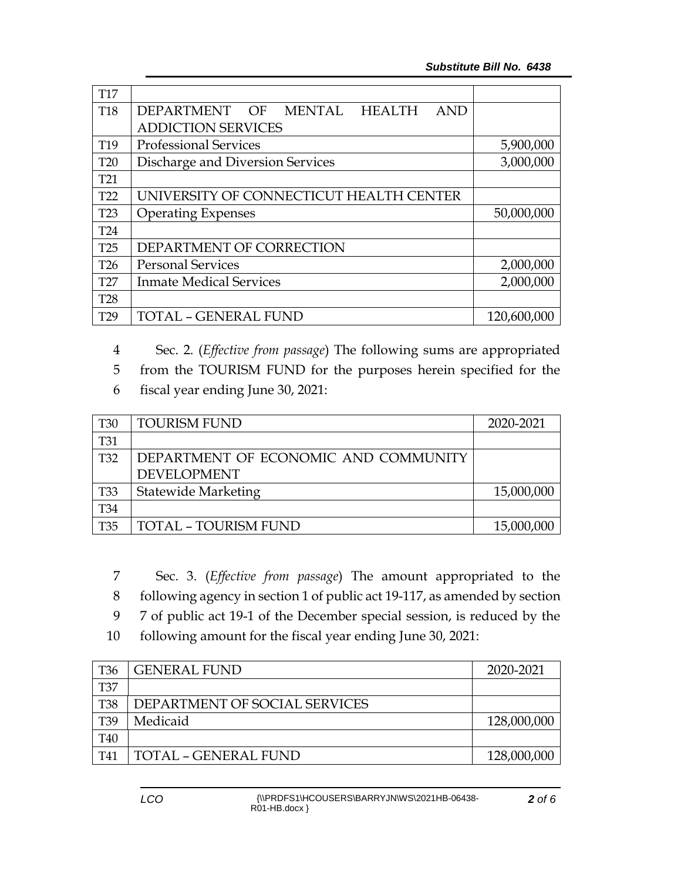| | | |
|---|---|---|
| T17 | | |
| T18 | DEPARTMENT OF MENTAL HEALTH AND ADDICTION SERVICES | |
| T19 | Professional Services | 5,900,000 |
| T20 | Discharge and Diversion Services | 3,000,000 |
| T21 | | |
| T22 | UNIVERSITY OF CONNECTICUT HEALTH CENTER | |
| T23 | Operating Expenses | 50,000,000 |
| T24 | | |
| T25 | DEPARTMENT OF CORRECTION | |
| T26 | Personal Services | 2,000,000 |
| T27 | Inmate Medical Services | 2,000,000 |
| T28 | | |
| T29 | TOTAL – GENERAL FUND | 120,600,000 |

4 Sec. 2. (*Effective from passage*) The following sums are appropriated
5 from the TOURISM FUND for the purposes herein specified for the
6 fiscal year ending June 30, 2021:

| T30 | TOURISM FUND | 2020-2021 |
|---|---|---|
| T31 | | |
| T32 | DEPARTMENT OF ECONOMIC AND COMMUNITY DEVELOPMENT | |
| T33 | Statewide Marketing | 15,000,000 |
| T34 | | |
| T35 | TOTAL – TOURISM FUND | 15,000,000 |

7 Sec. 3. (*Effective from passage*) The amount appropriated to the
8 following agency in section 1 of public act 19-117, as amended by section
9 7 of public act 19-1 of the December special session, is reduced by the
10 following amount for the fiscal year ending June 30, 2021:

| T36 | GENERAL FUND | 2020-2021 |
|---|---|---|
| T37 | | |
| T38 | DEPARTMENT OF SOCIAL SERVICES | |
| T39 | Medicaid | 128,000,000 |
| T40 | | |
| T41 | TOTAL – GENERAL FUND | 128,000,000 |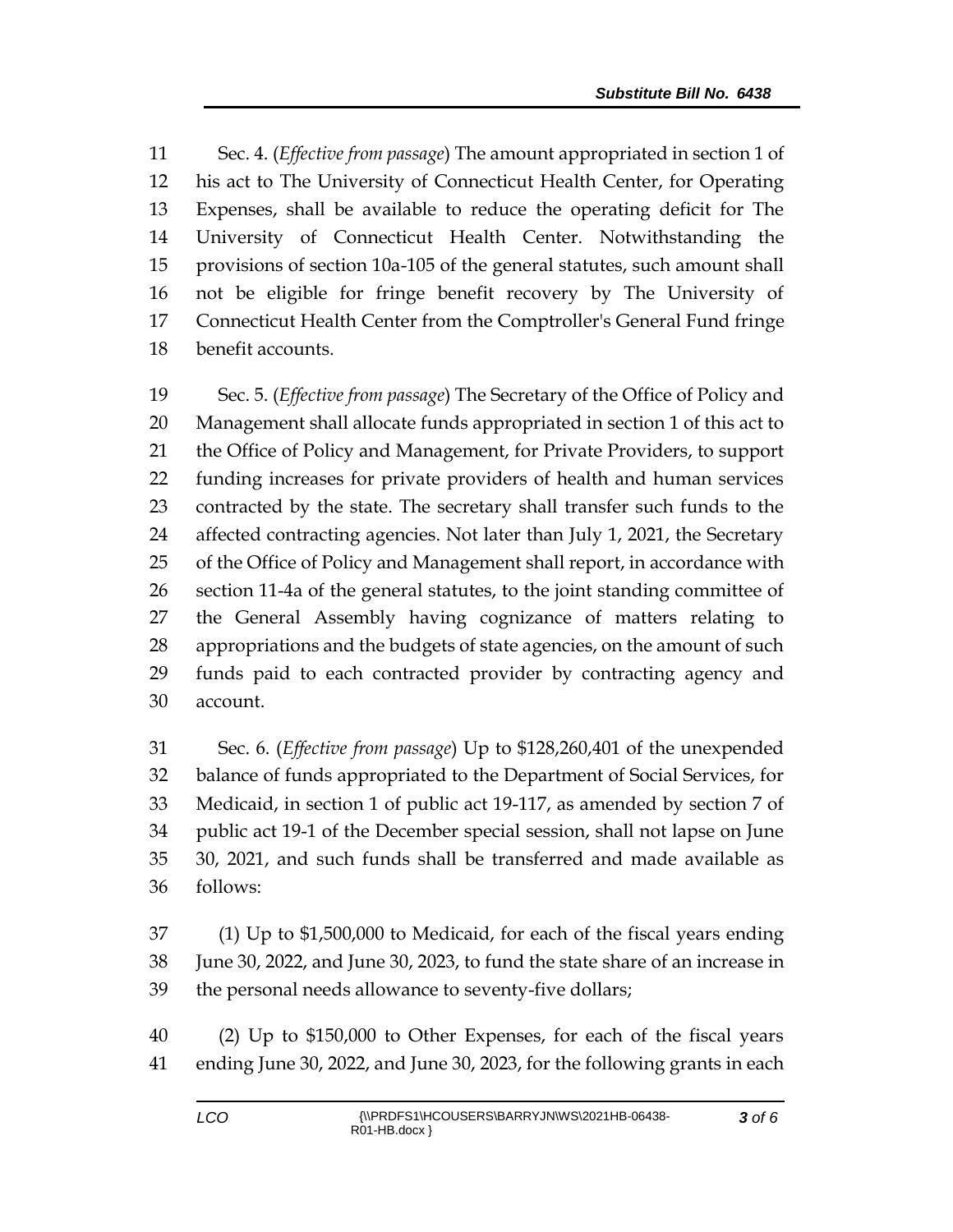11 Sec. 4. (*Effective from passage*) The amount appropriated in section 1 of
12 his act to The University of Connecticut Health Center, for Operating
13 Expenses, shall be available to reduce the operating deficit for The
14 University of Connecticut Health Center. Notwithstanding the
15 provisions of section 10a-105 of the general statutes, such amount shall
16 not be eligible for fringe benefit recovery by The University of
17 Connecticut Health Center from the Comptroller's General Fund fringe
18 benefit accounts.

19 Sec. 5. (*Effective from passage*) The Secretary of the Office of Policy and
20 Management shall allocate funds appropriated in section 1 of this act to
21 the Office of Policy and Management, for Private Providers, to support
22 funding increases for private providers of health and human services
23 contracted by the state. The secretary shall transfer such funds to the
24 affected contracting agencies. Not later than July 1, 2021, the Secretary
25 of the Office of Policy and Management shall report, in accordance with
26 section 11-4a of the general statutes, to the joint standing committee of
27 the General Assembly having cognizance of matters relating to
28 appropriations and the budgets of state agencies, on the amount of such
29 funds paid to each contracted provider by contracting agency and
30 account.

31 Sec. 6. (*Effective from passage*) Up to $128,260,401 of the unexpended
32 balance of funds appropriated to the Department of Social Services, for
33 Medicaid, in section 1 of public act 19-117, as amended by section 7 of
34 public act 19-1 of the December special session, shall not lapse on June
35 30, 2021, and such funds shall be transferred and made available as
36 follows:

37 (1) Up to $1,500,000 to Medicaid, for each of the fiscal years ending
38 June 30, 2022, and June 30, 2023, to fund the state share of an increase in
39 the personal needs allowance to seventy-five dollars;

40 (2) Up to $150,000 to Other Expenses, for each of the fiscal years
41 ending June 30, 2022, and June 30, 2023, for the following grants in each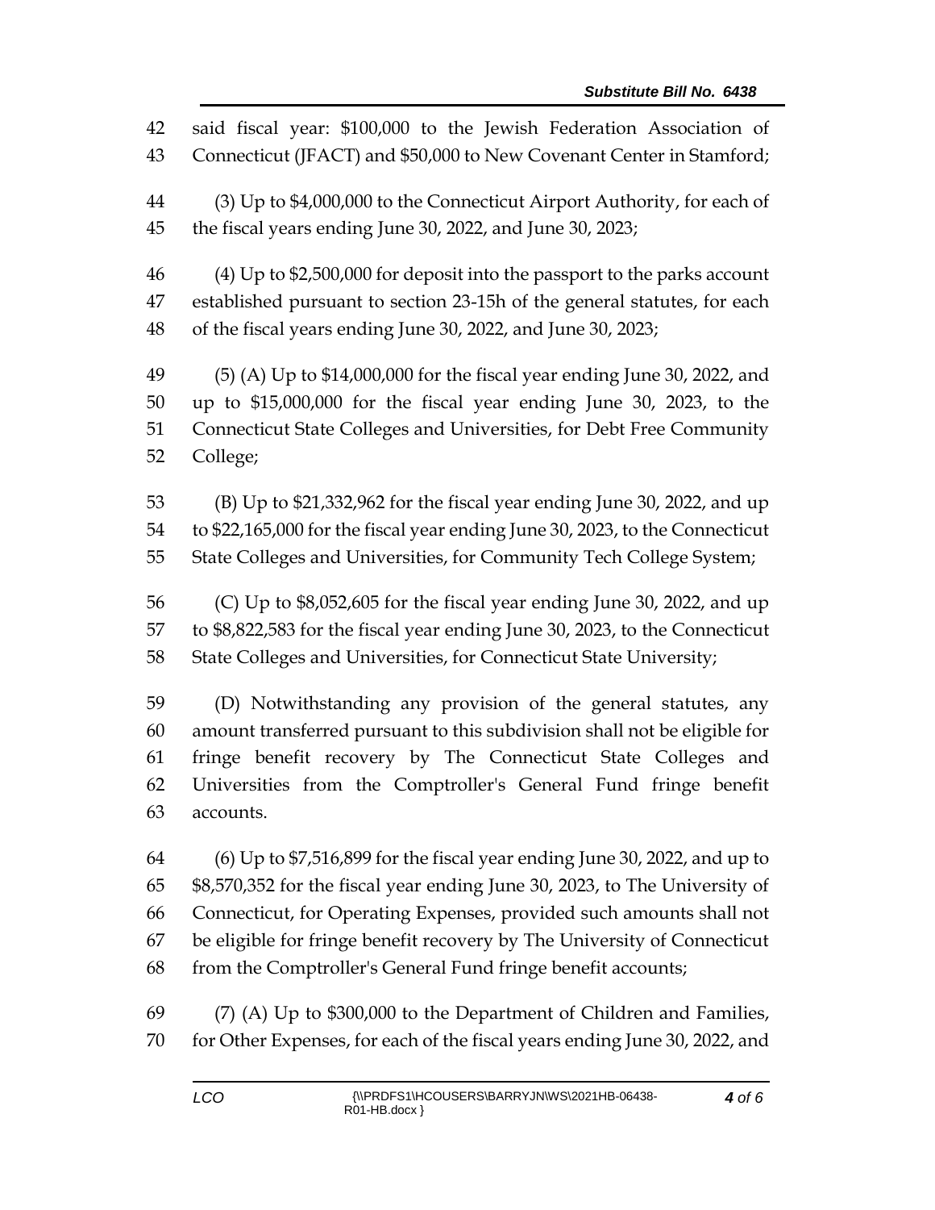said fiscal year: $100,000 to the Jewish Federation Association of Connecticut (JFACT) and $50,000 to New Covenant Center in Stamford;

(3) Up to $4,000,000 to the Connecticut Airport Authority, for each of the fiscal years ending June 30, 2022, and June 30, 2023;

(4) Up to $2,500,000 for deposit into the passport to the parks account established pursuant to section 23-15h of the general statutes, for each of the fiscal years ending June 30, 2022, and June 30, 2023;

(5) (A) Up to $14,000,000 for the fiscal year ending June 30, 2022, and up to $15,000,000 for the fiscal year ending June 30, 2023, to the Connecticut State Colleges and Universities, for Debt Free Community College;

(B) Up to $21,332,962 for the fiscal year ending June 30, 2022, and up to $22,165,000 for the fiscal year ending June 30, 2023, to the Connecticut State Colleges and Universities, for Community Tech College System;

(C) Up to $8,052,605 for the fiscal year ending June 30, 2022, and up to $8,822,583 for the fiscal year ending June 30, 2023, to the Connecticut State Colleges and Universities, for Connecticut State University;

(D) Notwithstanding any provision of the general statutes, any amount transferred pursuant to this subdivision shall not be eligible for fringe benefit recovery by The Connecticut State Colleges and Universities from the Comptroller's General Fund fringe benefit accounts.

(6) Up to $7,516,899 for the fiscal year ending June 30, 2022, and up to $8,570,352 for the fiscal year ending June 30, 2023, to The University of Connecticut, for Operating Expenses, provided such amounts shall not be eligible for fringe benefit recovery by The University of Connecticut from the Comptroller's General Fund fringe benefit accounts;

(7) (A) Up to $300,000 to the Department of Children and Families, for Other Expenses, for each of the fiscal years ending June 30, 2022, and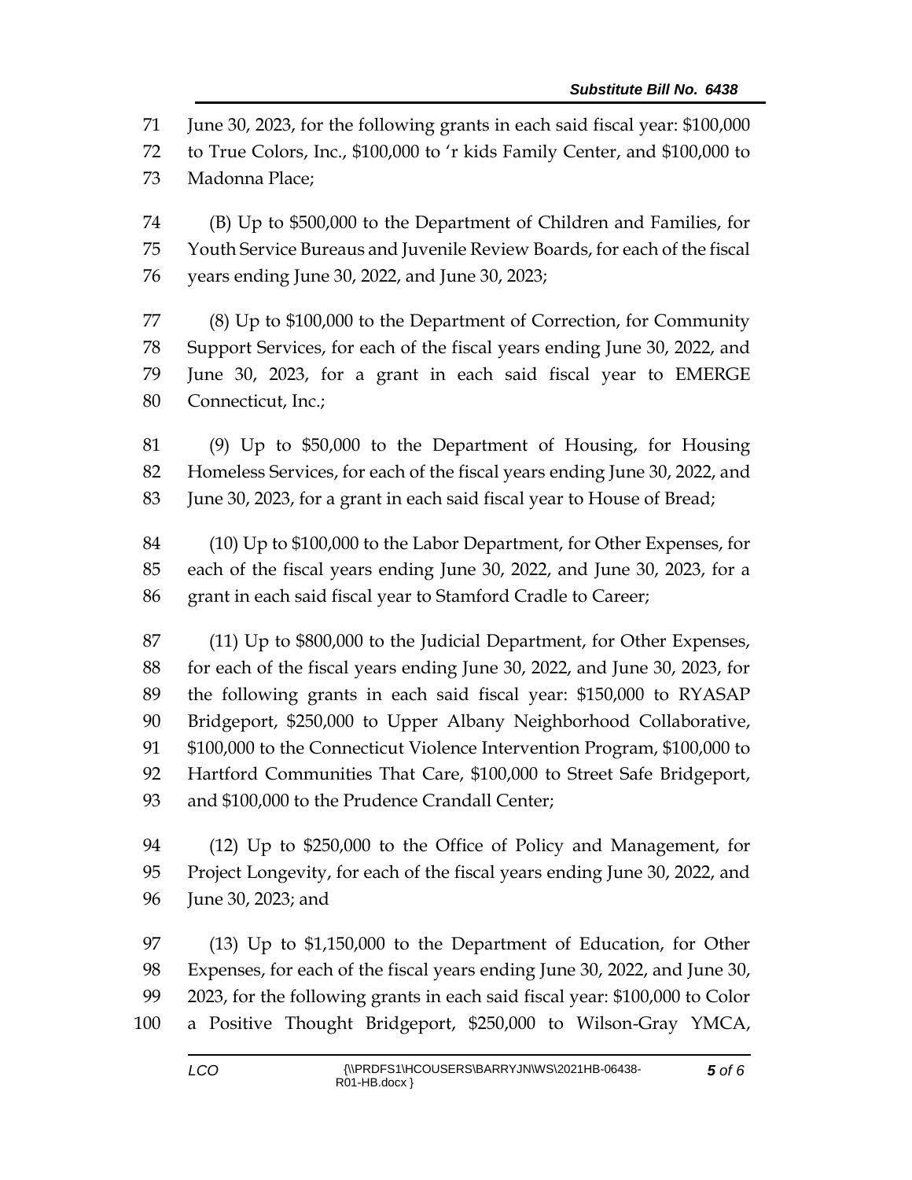June 30, 2023, for the following grants in each said fiscal year: $100,000 to True Colors, Inc., $100,000 to 'r kids Family Center, and $100,000 to Madonna Place;

(B) Up to $500,000 to the Department of Children and Families, for Youth Service Bureaus and Juvenile Review Boards, for each of the fiscal years ending June 30, 2022, and June 30, 2023;

(8) Up to $100,000 to the Department of Correction, for Community Support Services, for each of the fiscal years ending June 30, 2022, and June 30, 2023, for a grant in each said fiscal year to EMERGE Connecticut, Inc.;

(9) Up to $50,000 to the Department of Housing, for Housing Homeless Services, for each of the fiscal years ending June 30, 2022, and June 30, 2023, for a grant in each said fiscal year to House of Bread;

(10) Up to $100,000 to the Labor Department, for Other Expenses, for each of the fiscal years ending June 30, 2022, and June 30, 2023, for a grant in each said fiscal year to Stamford Cradle to Career;

(11) Up to $800,000 to the Judicial Department, for Other Expenses, for each of the fiscal years ending June 30, 2022, and June 30, 2023, for the following grants in each said fiscal year: $150,000 to RYASAP Bridgeport, $250,000 to Upper Albany Neighborhood Collaborative, $100,000 to the Connecticut Violence Intervention Program, $100,000 to Hartford Communities That Care, $100,000 to Street Safe Bridgeport, and $100,000 to the Prudence Crandall Center;

(12) Up to $250,000 to the Office of Policy and Management, for Project Longevity, for each of the fiscal years ending June 30, 2022, and June 30, 2023; and

(13) Up to $1,150,000 to the Department of Education, for Other Expenses, for each of the fiscal years ending June 30, 2022, and June 30, 2023, for the following grants in each said fiscal year: $100,000 to Color a Positive Thought Bridgeport, $250,000 to Wilson-Gray YMCA,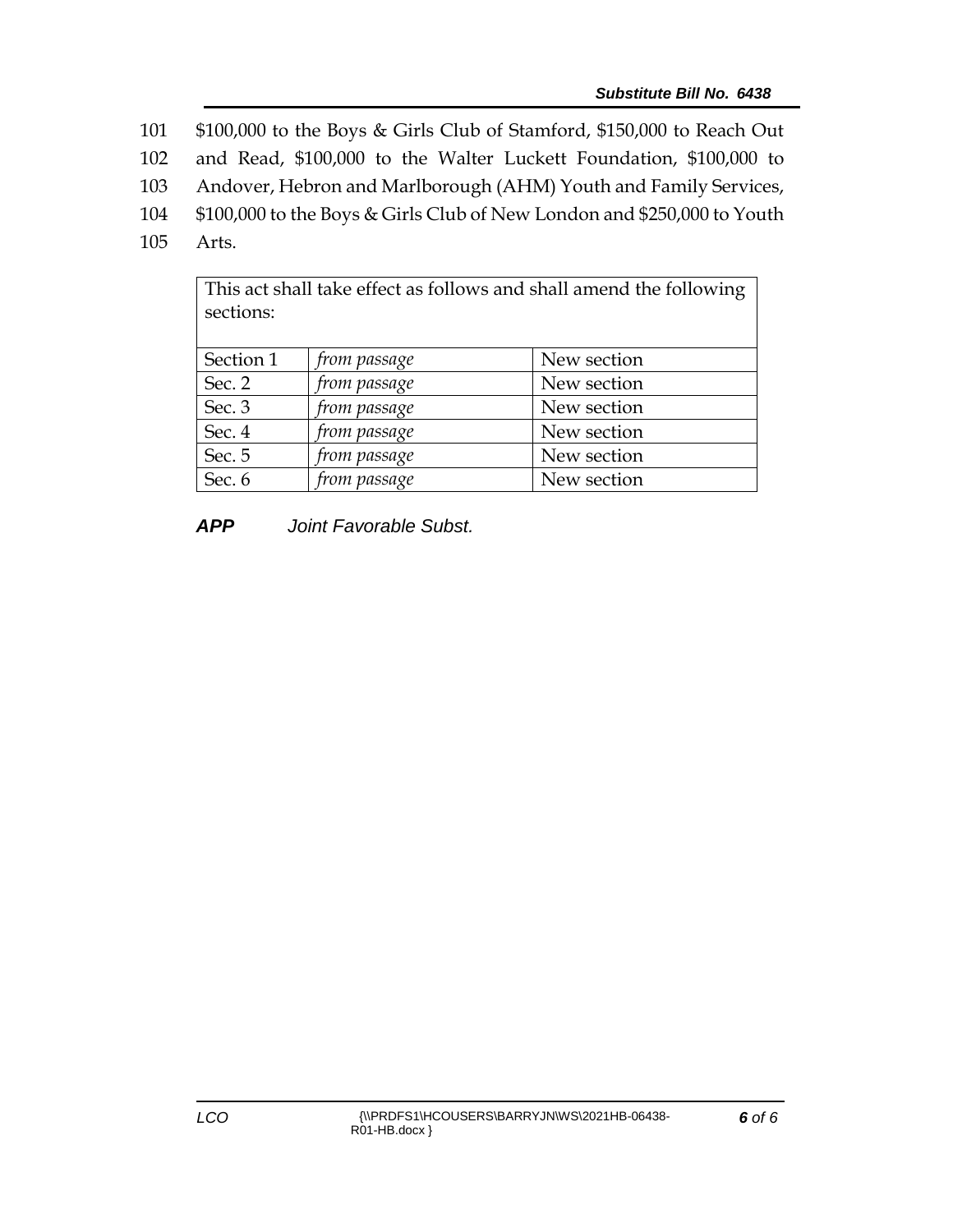101 $100,000 to the Boys & Girls Club of Stamford, $150,000 to Reach Out
102 and Read, $100,000 to the Walter Luckett Foundation, $100,000 to
103 Andover, Hebron and Marlborough (AHM) Youth and Family Services,
104 $100,000 to the Boys & Girls Club of New London and $250,000 to Youth
105 Arts.

| This act shall take effect as follows and shall amend the following sections: | | |
|---|---|---|
| Section 1 | *from passage* | New section |
| Sec. 2 | *from passage* | New section |
| Sec. 3 | *from passage* | New section |
| Sec. 4 | *from passage* | New section |
| Sec. 5 | *from passage* | New section |
| Sec. 6 | *from passage* | New section |

***APP*** *Joint Favorable Subst.*